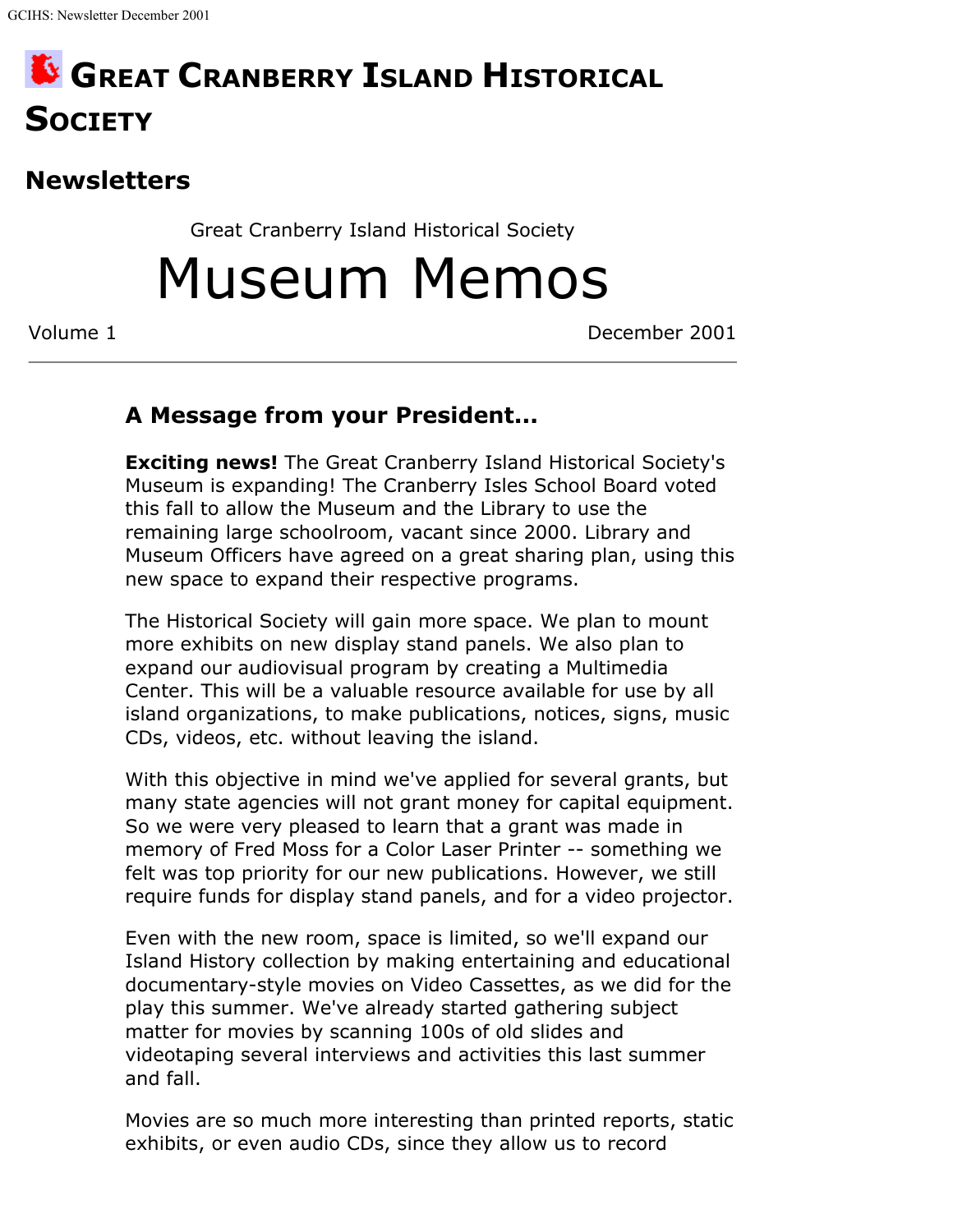# Great Cranberry Island Historical Society

## Newsletters

Great Cranberry Island Historical Society

# Museum Memos

Volume 1 December 2001

---

### A Message from your President...

**Exciting news!** The Great Cranberry Island Historical Society's Museum is expanding! The Cranberry Isles School Board voted this fall to allow the Museum and the Library to use the remaining large schoolroom, vacant since 2000. Library and Museum Officers have agreed on a great sharing plan, using this new space to expand their respective programs.

The Historical Society will gain more space. We plan to mount more exhibits on new display stand panels. We also plan to expand our audiovisual program by creating a Multimedia Center. This will be a valuable resource available for use by all island organizations, to make publications, notices, signs, music CDs, videos, etc. without leaving the island.

With this objective in mind we've applied for several grants, but many state agencies will not grant money for capital equipment. So we were very pleased to learn that a grant was made in memory of Fred Moss for a Color Laser Printer -- something we felt was top priority for our new publications. However, we still require funds for display stand panels, and for a video projector.

Even with the new room, space is limited, so we'll expand our Island History collection by making entertaining and educational documentary-style movies on Video Cassettes, as we did for the play this summer. We've already started gathering subject matter for movies by scanning 100s of old slides and videotaping several interviews and activities this last summer and fall.

Movies are so much more interesting than printed reports, static exhibits, or even audio CDs, since they allow us to record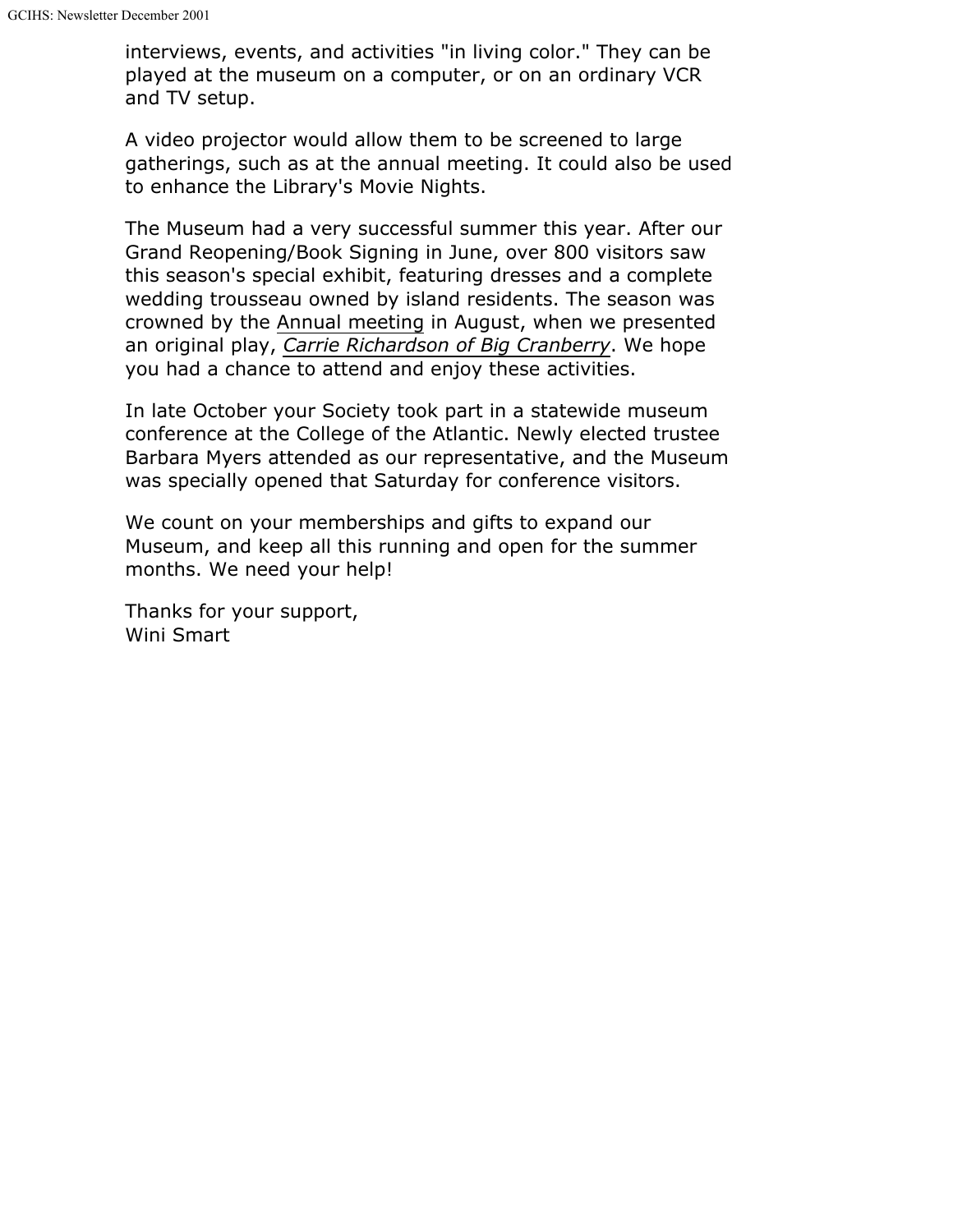interviews, events, and activities "in living color." They can be played at the museum on a computer, or on an ordinary VCR and TV setup.

A video projector would allow them to be screened to large gatherings, such as at the annual meeting. It could also be used to enhance the Library's Movie Nights.

The Museum had a very successful summer this year. After our Grand Reopening/Book Signing in June, over 800 visitors saw this season's special exhibit, featuring dresses and a complete wedding trousseau owned by island residents. The season was crowned by the Annual meeting in August, when we presented an original play, *Carrie Richardson of Big Cranberry*. We hope you had a chance to attend and enjoy these activities.

In late October your Society took part in a statewide museum conference at the College of the Atlantic. Newly elected trustee Barbara Myers attended as our representative, and the Museum was specially opened that Saturday for conference visitors.

We count on your memberships and gifts to expand our Museum, and keep all this running and open for the summer months. We need your help!

Thanks for your support,
Wini Smart